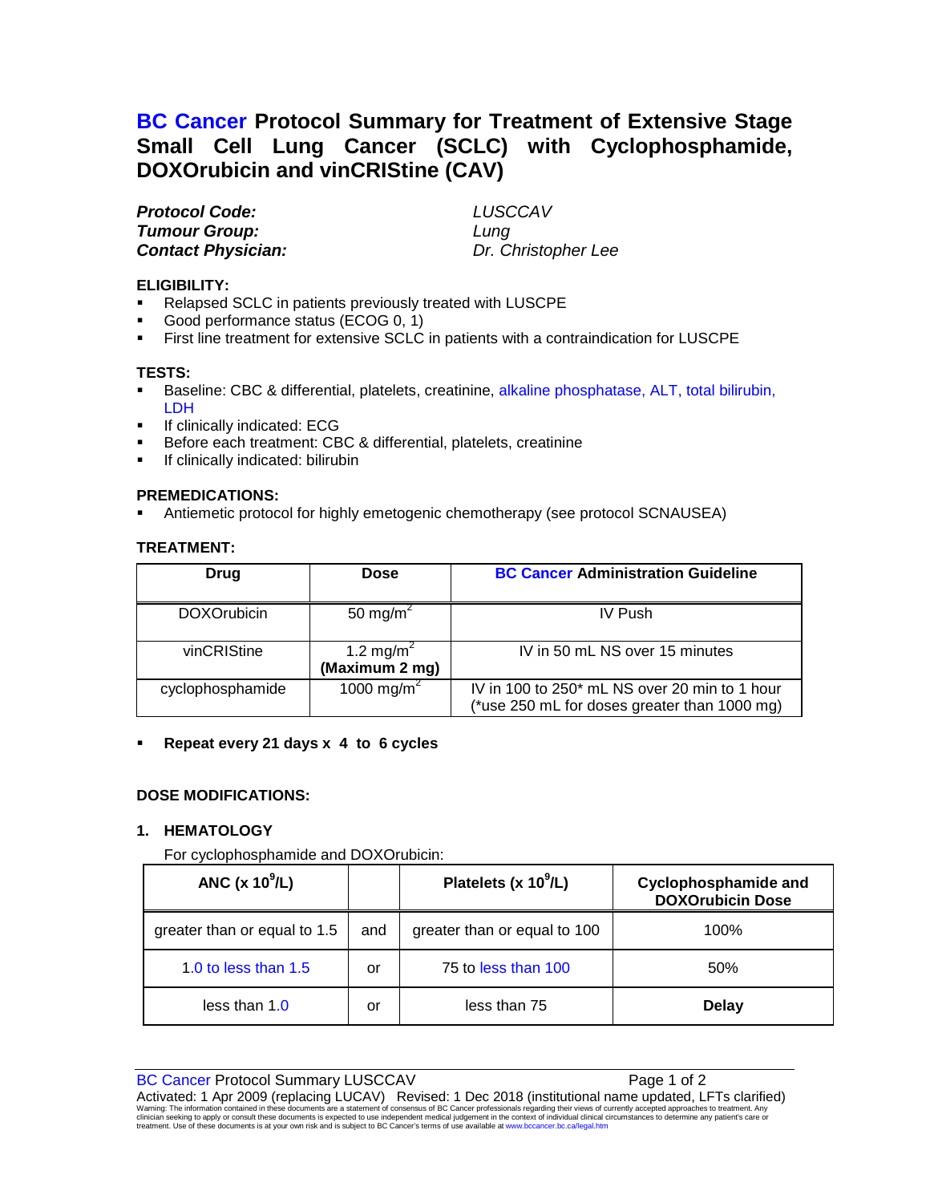# BC Cancer Protocol Summary for Treatment of Extensive Stage Small Cell Lung Cancer (SCLC) with Cyclophosphamide, DOXOrubicin and vinCRIStine (CAV)

***Protocol Code:*** *LUSCCAV*
***Tumour Group:*** *Lung*
***Contact Physician:*** *Dr. Christopher Lee*

**ELIGIBILITY:**

- Relapsed SCLC in patients previously treated with LUSCPE
- Good performance status (ECOG 0, 1)
- First line treatment for extensive SCLC in patients with a contraindication for LUSCPE

**TESTS:**

- Baseline: CBC & differential, platelets, creatinine, alkaline phosphatase, ALT, total bilirubin, LDH
- If clinically indicated: ECG
- Before each treatment: CBC & differential, platelets, creatinine
- If clinically indicated: bilirubin

**PREMEDICATIONS:**

- Antiemetic protocol for highly emetogenic chemotherapy (see protocol SCNAUSEA)

**TREATMENT:**

| Drug | Dose | BC Cancer Administration Guideline |
|---|---|---|
| DOXOrubicin | 50 mg/m$^2$ | IV Push |
| vinCRIStine | 1.2 mg/m$^2$ **(Maximum 2 mg)** | IV in 50 mL NS over 15 minutes |
| cyclophosphamide | 1000 mg/m$^2$ | IV in 100 to 250* mL NS over 20 min to 1 hour (*use 250 mL for doses greater than 1000 mg) |

- **Repeat every 21 days x 4 to 6 cycles**

**DOSE MODIFICATIONS:**

**1. HEMATOLOGY**

For cyclophosphamide and DOXOrubicin:

| ANC (x $10^9$/L) | | Platelets (x $10^9$/L) | Cyclophosphamide and DOXOrubicin Dose |
|---|---|---|---|
| greater than or equal to 1.5 | and | greater than or equal to 100 | 100% |
| 1.0 to less than 1.5 | or | 75 to less than 100 | 50% |
| less than 1.0 | or | less than 75 | **Delay** |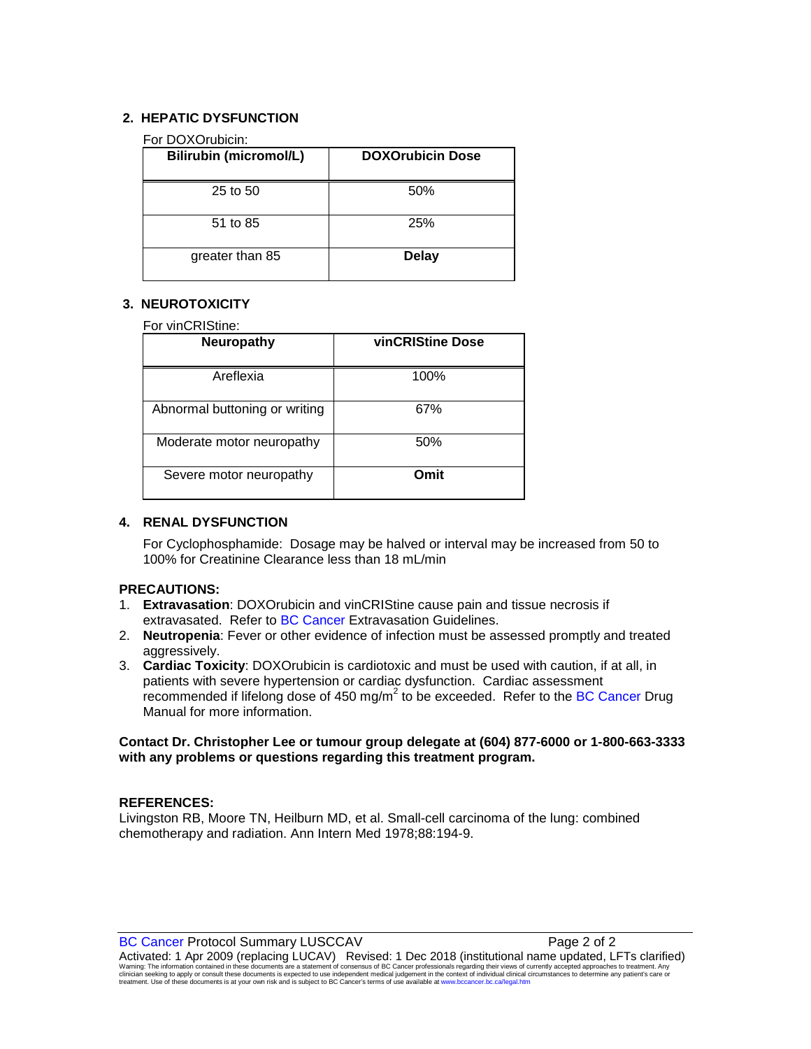**2. HEPATIC DYSFUNCTION**

For DOXOrubicin:

| Bilirubin (micromol/L) | DOXOrubicin Dose |
|---|---|
| 25 to 50 | 50% |
| 51 to 85 | 25% |
| greater than 85 | **Delay** |

**3. NEUROTOXICITY**

For vinCRIStine:

| Neuropathy | vinCRIStine Dose |
|---|---|
| Areflexia | 100% |
| Abnormal buttoning or writing | 67% |
| Moderate motor neuropathy | 50% |
| Severe motor neuropathy | **Omit** |

**4. RENAL DYSFUNCTION**

For Cyclophosphamide: Dosage may be halved or interval may be increased from 50 to 100% for Creatinine Clearance less than 18 mL/min

**PRECAUTIONS:**

1. **Extravasation**: DOXOrubicin and vinCRIStine cause pain and tissue necrosis if extravasated. Refer to BC Cancer Extravasation Guidelines.
2. **Neutropenia**: Fever or other evidence of infection must be assessed promptly and treated aggressively.
3. **Cardiac Toxicity**: DOXOrubicin is cardiotoxic and must be used with caution, if at all, in patients with severe hypertension or cardiac dysfunction. Cardiac assessment recommended if lifelong dose of 450 mg/m$^2$ to be exceeded. Refer to the BC Cancer Drug Manual for more information.

**Contact Dr. Christopher Lee or tumour group delegate at (604) 877-6000 or 1-800-663-3333 with any problems or questions regarding this treatment program.**

**REFERENCES:**

Livingston RB, Moore TN, Heilburn MD, et al. Small-cell carcinoma of the lung: combined chemotherapy and radiation. Ann Intern Med 1978;88:194-9.